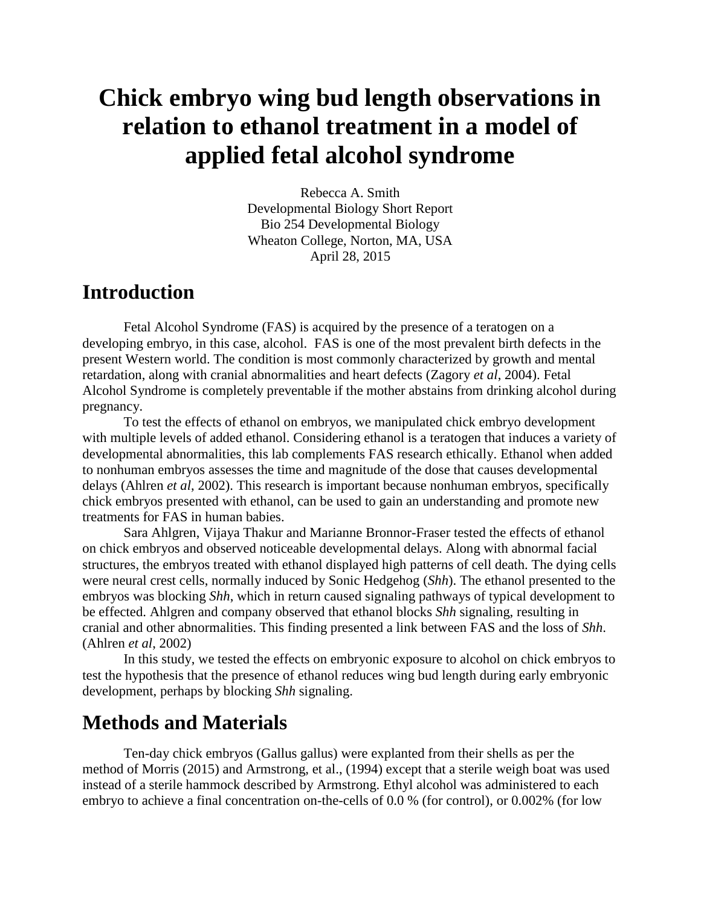# Chick embryo wing bud length observations in relation to ethanol treatment in a model of applied fetal alcohol syndrome

Rebecca A. Smith
Developmental Biology Short Report
Bio 254 Developmental Biology
Wheaton College, Norton, MA, USA
April 28, 2015

## Introduction

Fetal Alcohol Syndrome (FAS) is acquired by the presence of a teratogen on a developing embryo, in this case, alcohol. FAS is one of the most prevalent birth defects in the present Western world. The condition is most commonly characterized by growth and mental retardation, along with cranial abnormalities and heart defects (Zagory *et al*, 2004). Fetal Alcohol Syndrome is completely preventable if the mother abstains from drinking alcohol during pregnancy.

To test the effects of ethanol on embryos, we manipulated chick embryo development with multiple levels of added ethanol. Considering ethanol is a teratogen that induces a variety of developmental abnormalities, this lab complements FAS research ethically. Ethanol when added to nonhuman embryos assesses the time and magnitude of the dose that causes developmental delays (Ahlren *et al*, 2002). This research is important because nonhuman embryos, specifically chick embryos presented with ethanol, can be used to gain an understanding and promote new treatments for FAS in human babies.

Sara Ahlgren, Vijaya Thakur and Marianne Bronnor-Fraser tested the effects of ethanol on chick embryos and observed noticeable developmental delays. Along with abnormal facial structures, the embryos treated with ethanol displayed high patterns of cell death. The dying cells were neural crest cells, normally induced by Sonic Hedgehog (*Shh*). The ethanol presented to the embryos was blocking *Shh*, which in return caused signaling pathways of typical development to be effected. Ahlgren and company observed that ethanol blocks *Shh* signaling, resulting in cranial and other abnormalities. This finding presented a link between FAS and the loss of *Shh*. (Ahlren *et al*, 2002)

In this study, we tested the effects on embryonic exposure to alcohol on chick embryos to test the hypothesis that the presence of ethanol reduces wing bud length during early embryonic development, perhaps by blocking *Shh* signaling.

## Methods and Materials

Ten-day chick embryos (Gallus gallus) were explanted from their shells as per the method of Morris (2015) and Armstrong, et al., (1994) except that a sterile weigh boat was used instead of a sterile hammock described by Armstrong. Ethyl alcohol was administered to each embryo to achieve a final concentration on-the-cells of 0.0 % (for control), or 0.002% (for low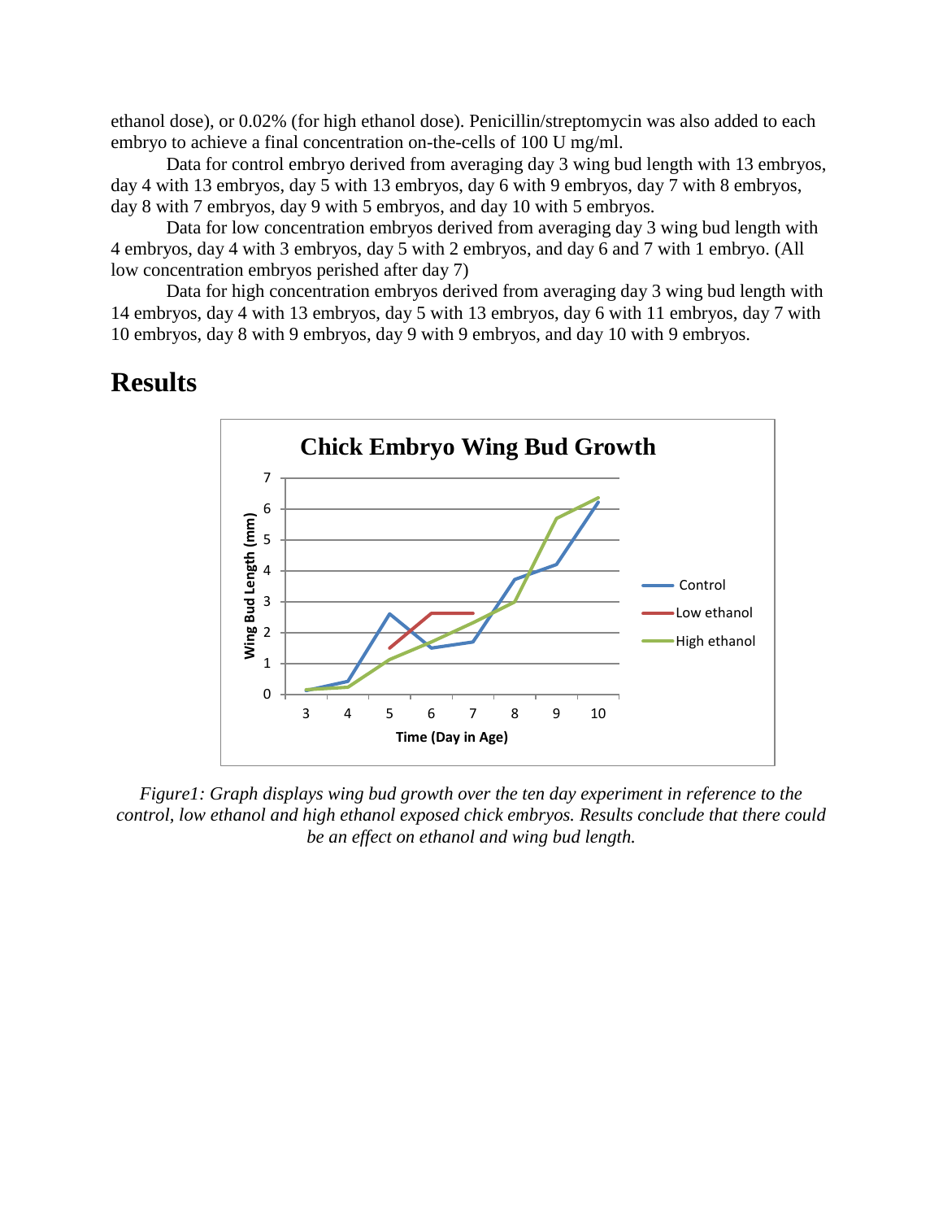ethanol dose), or 0.02% (for high ethanol dose). Penicillin/streptomycin was also added to each embryo to achieve a final concentration on-the-cells of 100 U mg/ml.

Data for control embryo derived from averaging day 3 wing bud length with 13 embryos, day 4 with 13 embryos, day 5 with 13 embryos, day 6 with 9 embryos, day 7 with 8 embryos, day 8 with 7 embryos, day 9 with 5 embryos, and day 10 with 5 embryos.

Data for low concentration embryos derived from averaging day 3 wing bud length with 4 embryos, day 4 with 3 embryos, day 5 with 2 embryos, and day 6 and 7 with 1 embryo. (All low concentration embryos perished after day 7)

Data for high concentration embryos derived from averaging day 3 wing bud length with 14 embryos, day 4 with 13 embryos, day 5 with 13 embryos, day 6 with 11 embryos, day 7 with 10 embryos, day 8 with 9 embryos, day 9 with 9 embryos, and day 10 with 9 embryos.

## Results

*Figure1: Graph displays wing bud growth over the ten day experiment in reference to the control, low ethanol and high ethanol exposed chick embryos. Results conclude that there could be an effect on ethanol and wing bud length.*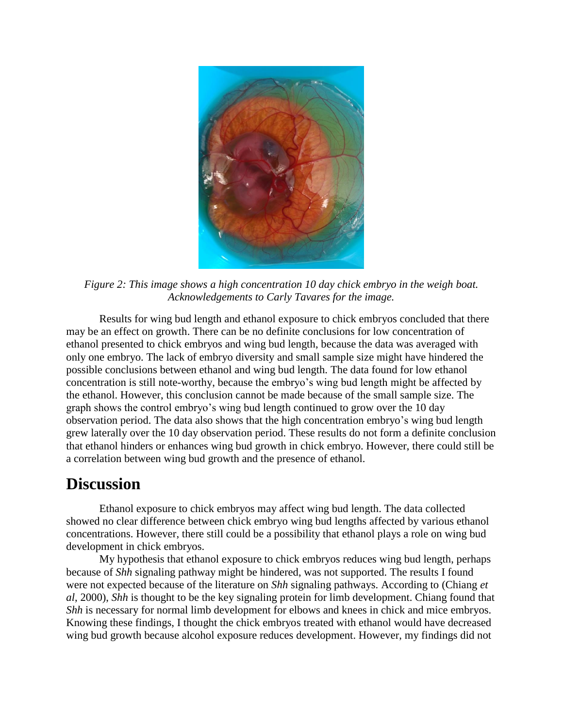*Figure 2: This image shows a high concentration 10 day chick embryo in the weigh boat. Acknowledgements to Carly Tavares for the image.*

Results for wing bud length and ethanol exposure to chick embryos concluded that there may be an effect on growth. There can be no definite conclusions for low concentration of ethanol presented to chick embryos and wing bud length, because the data was averaged with only one embryo. The lack of embryo diversity and small sample size might have hindered the possible conclusions between ethanol and wing bud length. The data found for low ethanol concentration is still note-worthy, because the embryo's wing bud length might be affected by the ethanol. However, this conclusion cannot be made because of the small sample size. The graph shows the control embryo's wing bud length continued to grow over the 10 day observation period. The data also shows that the high concentration embryo's wing bud length grew laterally over the 10 day observation period. These results do not form a definite conclusion that ethanol hinders or enhances wing bud growth in chick embryo. However, there could still be a correlation between wing bud growth and the presence of ethanol.

# Discussion

Ethanol exposure to chick embryos may affect wing bud length. The data collected showed no clear difference between chick embryo wing bud lengths affected by various ethanol concentrations. However, there still could be a possibility that ethanol plays a role on wing bud development in chick embryos.

My hypothesis that ethanol exposure to chick embryos reduces wing bud length, perhaps because of *Shh* signaling pathway might be hindered, was not supported. The results I found were not expected because of the literature on *Shh* signaling pathways. According to (Chiang *et al*, 2000), *Shh* is thought to be the key signaling protein for limb development. Chiang found that *Shh* is necessary for normal limb development for elbows and knees in chick and mice embryos. Knowing these findings, I thought the chick embryos treated with ethanol would have decreased wing bud growth because alcohol exposure reduces development. However, my findings did not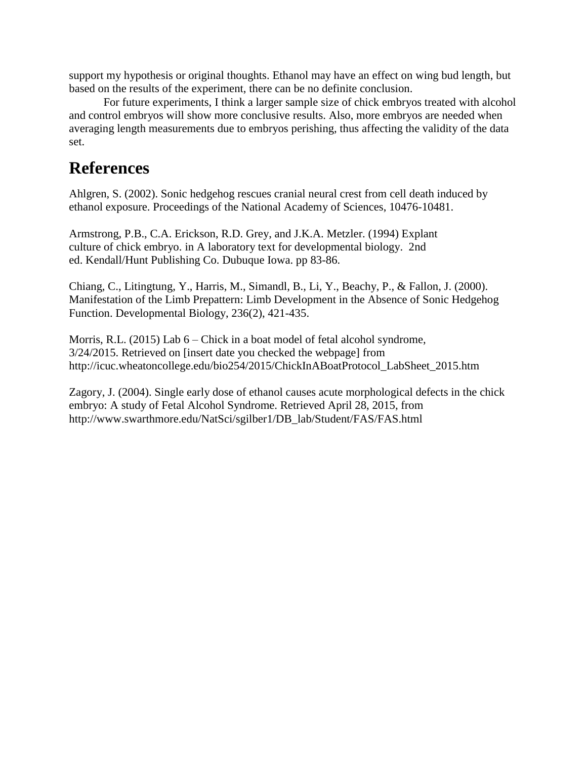support my hypothesis or original thoughts. Ethanol may have an effect on wing bud length, but based on the results of the experiment, there can be no definite conclusion.

For future experiments, I think a larger sample size of chick embryos treated with alcohol and control embryos will show more conclusive results. Also, more embryos are needed when averaging length measurements due to embryos perishing, thus affecting the validity of the data set.

# References

Ahlgren, S. (2002). Sonic hedgehog rescues cranial neural crest from cell death induced by ethanol exposure. Proceedings of the National Academy of Sciences, 10476-10481.

Armstrong, P.B., C.A. Erickson, R.D. Grey, and J.K.A. Metzler. (1994) Explant culture of chick embryo. in A laboratory text for developmental biology. 2nd ed. Kendall/Hunt Publishing Co. Dubuque Iowa. pp 83-86.

Chiang, C., Litingtung, Y., Harris, M., Simandl, B., Li, Y., Beachy, P., & Fallon, J. (2000). Manifestation of the Limb Prepattern: Limb Development in the Absence of Sonic Hedgehog Function. Developmental Biology, 236(2), 421-435.

Morris, R.L. (2015) Lab 6 – Chick in a boat model of fetal alcohol syndrome, 3/24/2015. Retrieved on [insert date you checked the webpage] from http://icuc.wheatoncollege.edu/bio254/2015/ChickInABoatProtocol_LabSheet_2015.htm

Zagory, J. (2004). Single early dose of ethanol causes acute morphological defects in the chick embryo: A study of Fetal Alcohol Syndrome. Retrieved April 28, 2015, from http://www.swarthmore.edu/NatSci/sgilber1/DB_lab/Student/FAS/FAS.html